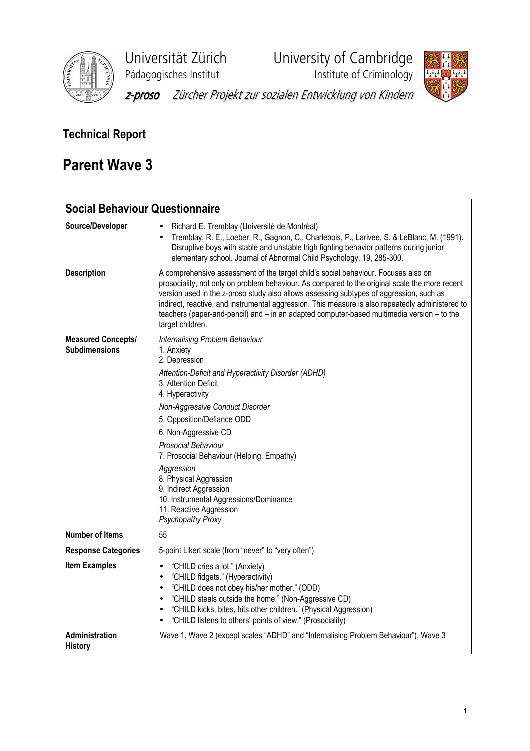Universität Zürich
Pädagogisches Institut

University of Cambridge
Institute of Criminology

*z-proso* *Zürcher Projekt zur sozialen Entwicklung von Kindern*

## Technical Report

# Parent Wave 3

| **Social Behaviour Questionnaire** | |
|---|---|
| **Source/Developer** | • Richard E. Tremblay (Université de Montréal)<br>• Tremblay, R. E., Loeber, R., Gagnon, C., Charlebois, P., Larivee, S. & LeBlanc, M. (1991). Disruptive boys with stable and unstable high fighting behavior patterns during junior elementary school. Journal of Abnormal Child Psychology, 19, 285-300. |
| **Description** | A comprehensive assessment of the target child's social behaviour. Focuses also on prosociality, not only on problem behaviour. As compared to the original scale the more recent version used in the z-proso study also allows assessing subtypes of aggression, such as indirect, reactive, and instrumental aggression. This measure is also repeatedly administered to teachers (paper-and-pencil) and – in an adapted computer-based multimedia version – to the target children. |
| **Measured Concepts/ Subdimensions** | *Internalising Problem Behaviour*<br>1. Anxiety<br>2. Depression<br>*Attention-Deficit and Hyperactivity Disorder (ADHD)*<br>3. Attention Deficit<br>4. Hyperactivity<br>*Non-Aggressive Conduct Disorder*<br>5. Opposition/Defiance ODD<br>6. Non-Aggressive CD<br>*Prosocial Behaviour*<br>7. Prosocial Behaviour (Helping, Empathy)<br>*Aggression*<br>8. Physical Aggression<br>9. Indirect Aggression<br>10. Instrumental Aggressions/Dominance<br>11. Reactive Aggression<br>*Psychopathy Proxy* |
| **Number of Items** | 55 |
| **Response Categories** | 5-point Likert scale (from "never" to "very often") |
| **Item Examples** | • "CHILD cries a lot." (Anxiety)<br>• "CHILD fidgets." (Hyperactivity)<br>• "CHILD does not obey his/her mother." (ODD)<br>• "CHILD steals outside the home." (Non-Aggressive CD)<br>• "CHILD kicks, bites, hits other children." (Physical Aggression)<br>• "CHILD listens to others' points of view." (Prosociality) |
| **Administration History** | Wave 1, Wave 2 (except scales "ADHD" and "Internalising Problem Behaviour"), Wave 3 |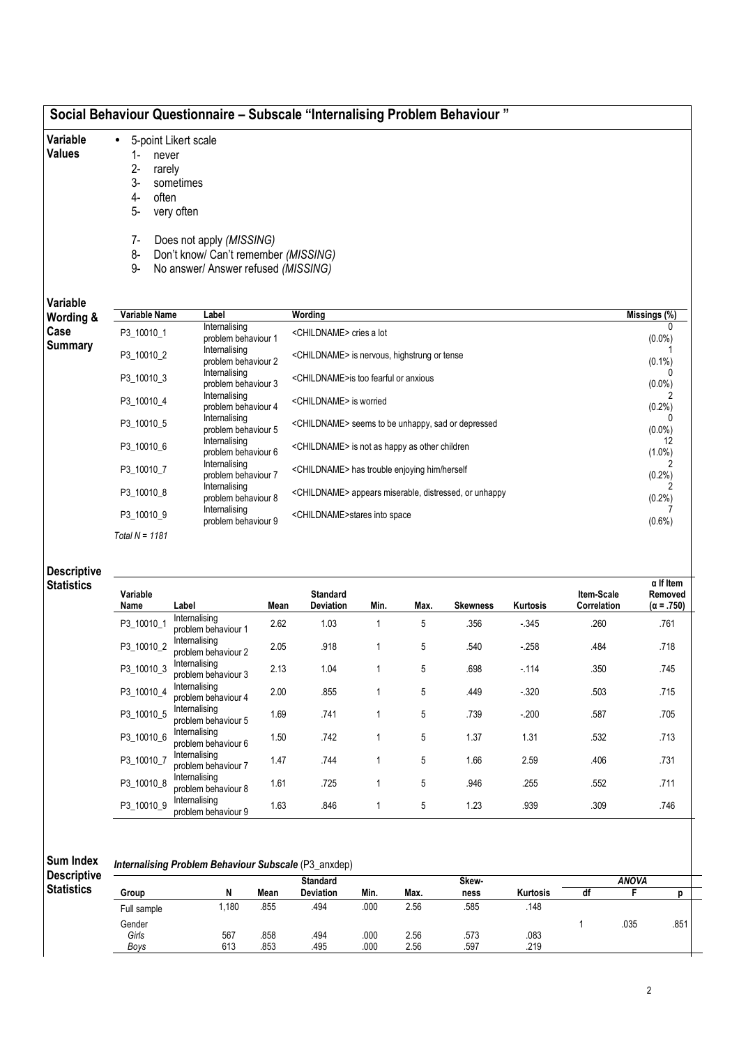## Social Behaviour Questionnaire – Subscale "Internalising Problem Behaviour"

**Variable Values**

- 5-point Likert scale
  1- never
  2- rarely
  3- sometimes
  4- often
  5- very often

  7- Does not apply *(MISSING)*
  8- Don't know/ Can't remember *(MISSING)*
  9- No answer/ Answer refused *(MISSING)*

**Variable Wording & Case Summary**

| Variable Name | Label | Wording | Missings (%) |
|---|---|---|---|
| P3_10010_1 | Internalising problem behaviour 1 | <CHILDNAME> cries a lot | 0 (0.0%) |
| P3_10010_2 | Internalising problem behaviour 2 | <CHILDNAME> is nervous, highstrung or tense | 1 (0.1%) |
| P3_10010_3 | Internalising problem behaviour 3 | <CHILDNAME>is too fearful or anxious | 0 (0.0%) |
| P3_10010_4 | Internalising problem behaviour 4 | <CHILDNAME> is worried | 2 (0.2%) |
| P3_10010_5 | Internalising problem behaviour 5 | <CHILDNAME> seems to be unhappy, sad or depressed | 0 (0.0%) |
| P3_10010_6 | Internalising problem behaviour 6 | <CHILDNAME> is not as happy as other children | 12 (1.0%) |
| P3_10010_7 | Internalising problem behaviour 7 | <CHILDNAME> has trouble enjoying him/herself | 2 (0.2%) |
| P3_10010_8 | Internalising problem behaviour 8 | <CHILDNAME> appears miserable, distressed, or unhappy | 2 (0.2%) |
| P3_10010_9 | Internalising problem behaviour 9 | <CHILDNAME>stares into space | 7 (0.6%) |

*Total N = 1181*

**Descriptive Statistics**

| Variable Name | Label | Mean | Standard Deviation | Min. | Max. | Skewness | Kurtosis | Item-Scale Correlation | α If Item Removed (α = .750) |
|---|---|---|---|---|---|---|---|---|---|
| P3_10010_1 | Internalising problem behaviour 1 | 2.62 | 1.03 | 1 | 5 | .356 | -.345 | .260 | .761 |
| P3_10010_2 | Internalising problem behaviour 2 | 2.05 | .918 | 1 | 5 | .540 | -.258 | .484 | .718 |
| P3_10010_3 | Internalising problem behaviour 3 | 2.13 | 1.04 | 1 | 5 | .698 | -.114 | .350 | .745 |
| P3_10010_4 | Internalising problem behaviour 4 | 2.00 | .855 | 1 | 5 | .449 | -.320 | .503 | .715 |
| P3_10010_5 | Internalising problem behaviour 5 | 1.69 | .741 | 1 | 5 | .739 | -.200 | .587 | .705 |
| P3_10010_6 | Internalising problem behaviour 6 | 1.50 | .742 | 1 | 5 | 1.37 | 1.31 | .532 | .713 |
| P3_10010_7 | Internalising problem behaviour 7 | 1.47 | .744 | 1 | 5 | 1.66 | 2.59 | .406 | .731 |
| P3_10010_8 | Internalising problem behaviour 8 | 1.61 | .725 | 1 | 5 | .946 | .255 | .552 | .711 |
| P3_10010_9 | Internalising problem behaviour 9 | 1.63 | .846 | 1 | 5 | 1.23 | .939 | .309 | .746 |

**Sum Index Descriptive Statistics**

***Internalising Problem Behaviour Subscale*** (P3_anxdep)

| Group | N | Mean | Standard Deviation | Min. | Max. | Skewness | Kurtosis | ANOVA df | ANOVA F | ANOVA p |
|---|---|---|---|---|---|---|---|---|---|---|
| Full sample | 1,180 | .855 | .494 | .000 | 2.56 | .585 | .148 | | | |
| Gender | | | | | | | | 1 | .035 | .851 |
| *Girls* | 567 | .858 | .494 | .000 | 2.56 | .573 | .083 | | | |
| *Boys* | 613 | .853 | .495 | .000 | 2.56 | .597 | .219 | | | |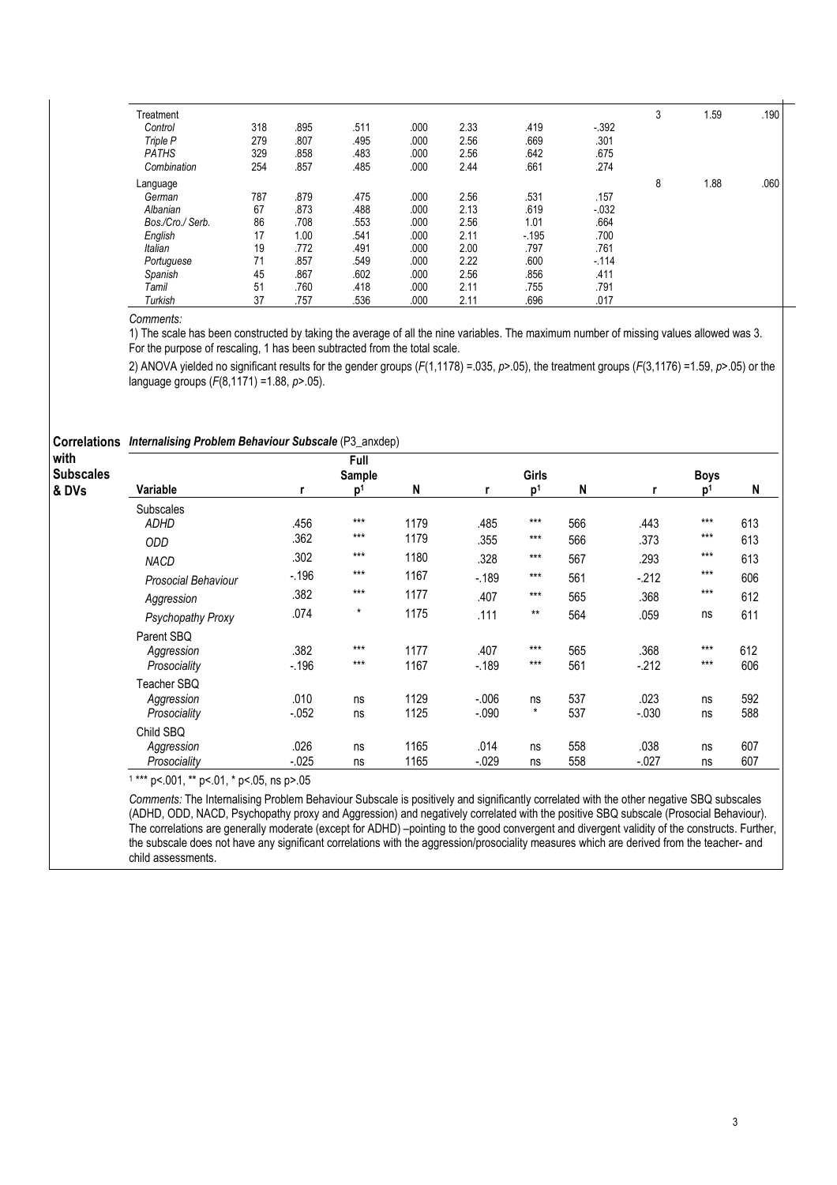| | | | | | | | | | | |
|---|---|---|---|---|---|---|---|---|---|---|
| Treatment | | | | | | | | 3 | 1.59 | .190 |
| *Control* | 318 | .895 | .511 | .000 | 2.33 | .419 | -.392 | | | |
| *Triple P* | 279 | .807 | .495 | .000 | 2.56 | .669 | .301 | | | |
| *PATHS* | 329 | .858 | .483 | .000 | 2.56 | .642 | .675 | | | |
| *Combination* | 254 | .857 | .485 | .000 | 2.44 | .661 | .274 | | | |
| Language | | | | | | | | 8 | 1.88 | .060 |
| *German* | 787 | .879 | .475 | .000 | 2.56 | .531 | .157 | | | |
| *Albanian* | 67 | .873 | .488 | .000 | 2.13 | .619 | -.032 | | | |
| *Bos./Cro./ Serb.* | 86 | .708 | .553 | .000 | 2.56 | 1.01 | .664 | | | |
| *English* | 17 | 1.00 | .541 | .000 | 2.11 | -.195 | .700 | | | |
| *Italian* | 19 | .772 | .491 | .000 | 2.00 | .797 | .761 | | | |
| *Portuguese* | 71 | .857 | .549 | .000 | 2.22 | .600 | -.114 | | | |
| *Spanish* | 45 | .867 | .602 | .000 | 2.56 | .856 | .411 | | | |
| *Tamil* | 51 | .760 | .418 | .000 | 2.11 | .755 | .791 | | | |
| *Turkish* | 37 | .757 | .536 | .000 | 2.11 | .696 | .017 | | | |

*Comments:*

1) The scale has been constructed by taking the average of all the nine variables. The maximum number of missing values allowed was 3. For the purpose of rescaling, 1 has been subtracted from the total scale.

2) ANOVA yielded no significant results for the gender groups ($F(1,1178)$ =.035, $p$>.05), the treatment groups ($F(3,1176)$ =1.59, $p$>.05) or the language groups ($F(8,1171)$ =1.88, $p$>.05).

**Correlations with Subscales & DVs**

***Internalising Problem Behaviour Subscale*** (P3_anxdep)

| Variable | Full Sample r | p[1] | N | Girls r | p[1] | N | Boys r | p[1] | N |
|---|---|---|---|---|---|---|---|---|---|
| Subscales | | | | | | | | | |
| *ADHD* | .456 | *** | 1179 | .485 | *** | 566 | .443 | *** | 613 |
| *ODD* | .362 | *** | 1179 | .355 | *** | 566 | .373 | *** | 613 |
| *NACD* | .302 | *** | 1180 | .328 | *** | 567 | .293 | *** | 613 |
| *Prosocial Behaviour* | -.196 | *** | 1167 | -.189 | *** | 561 | -.212 | *** | 606 |
| *Aggression* | .382 | *** | 1177 | .407 | *** | 565 | .368 | *** | 612 |
| *Psychopathy Proxy* | .074 | * | 1175 | .111 | ** | 564 | .059 | ns | 611 |
| Parent SBQ | | | | | | | | | |
| *Aggression* | .382 | *** | 1177 | .407 | *** | 565 | .368 | *** | 612 |
| *Prosociality* | -.196 | *** | 1167 | -.189 | *** | 561 | -.212 | *** | 606 |
| Teacher SBQ | | | | | | | | | |
| *Aggression* | .010 | ns | 1129 | -.006 | ns | 537 | .023 | ns | 592 |
| *Prosociality* | -.052 | ns | 1125 | -.090 | * | 537 | -.030 | ns | 588 |
| Child SBQ | | | | | | | | | |
| *Aggression* | .026 | ns | 1165 | .014 | ns | 558 | .038 | ns | 607 |
| *Prosociality* | -.025 | ns | 1165 | -.029 | ns | 558 | -.027 | ns | 607 |

[1] *** p<.001, ** p<.01, * p<.05, ns p>.05

*Comments:* The Internalising Problem Behaviour Subscale is positively and significantly correlated with the other negative SBQ subscales (ADHD, ODD, NACD, Psychopathy proxy and Aggression) and negatively correlated with the positive SBQ subscale (Prosocial Behaviour). The correlations are generally moderate (except for ADHD) –pointing to the good convergent and divergent validity of the constructs. Further, the subscale does not have any significant correlations with the aggression/prosociality measures which are derived from the teacher- and child assessments.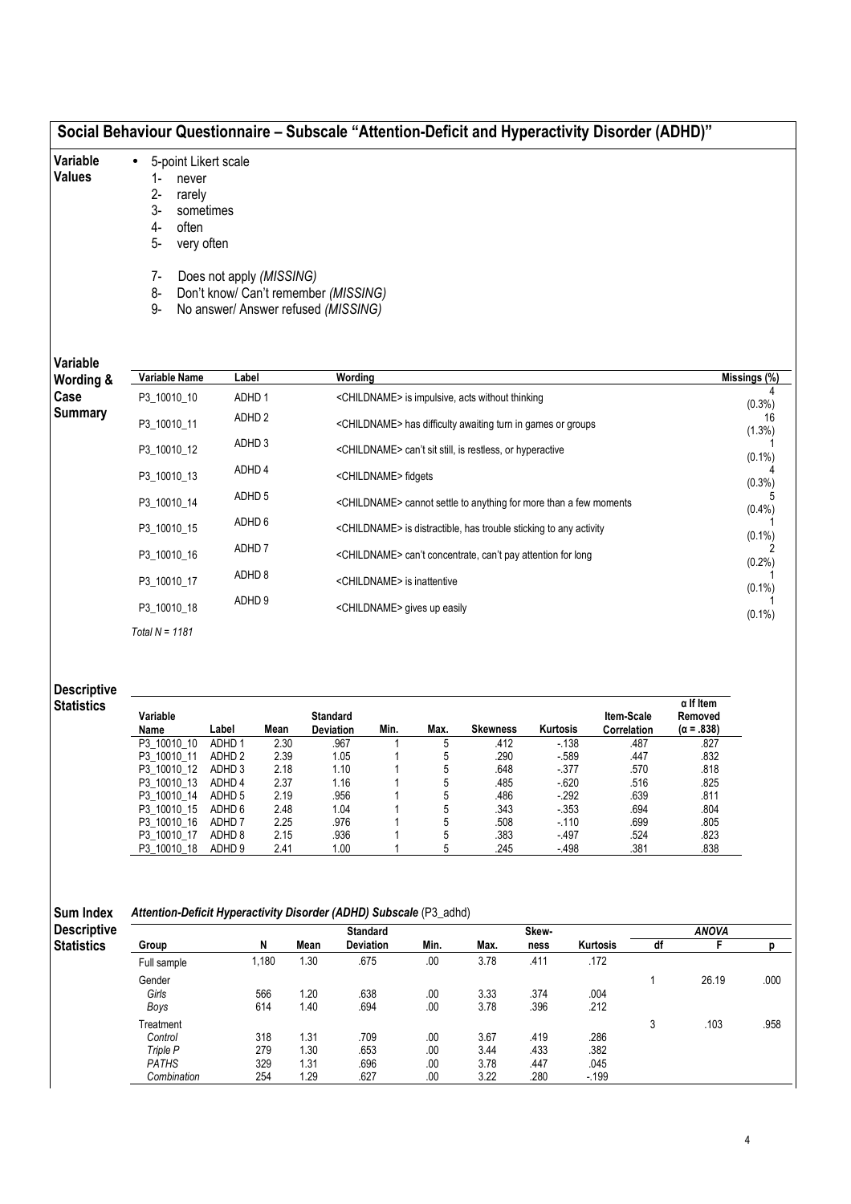## Social Behaviour Questionnaire – Subscale "Attention-Deficit and Hyperactivity Disorder (ADHD)"

**Variable Values**

- 5-point Likert scale
  1- never
  2- rarely
  3- sometimes
  4- often
  5- very often

  7- Does not apply *(MISSING)*
  8- Don't know/ Can't remember *(MISSING)*
  9- No answer/ Answer refused *(MISSING)*

**Variable Wording & Case Summary**

| Variable Name | Label | Wording | Missings (%) |
|---|---|---|---|
| P3_10010_10 | ADHD 1 | <CHILDNAME> is impulsive, acts without thinking | 4 (0.3%) |
| P3_10010_11 | ADHD 2 | <CHILDNAME> has difficulty awaiting turn in games or groups | 16 (1.3%) |
| P3_10010_12 | ADHD 3 | <CHILDNAME> can't sit still, is restless, or hyperactive | 1 (0.1%) |
| P3_10010_13 | ADHD 4 | <CHILDNAME> fidgets | 4 (0.3%) |
| P3_10010_14 | ADHD 5 | <CHILDNAME> cannot settle to anything for more than a few moments | 5 (0.4%) |
| P3_10010_15 | ADHD 6 | <CHILDNAME> is distractible, has trouble sticking to any activity | 1 (0.1%) |
| P3_10010_16 | ADHD 7 | <CHILDNAME> can't concentrate, can't pay attention for long | 2 (0.2%) |
| P3_10010_17 | ADHD 8 | <CHILDNAME> is inattentive | 1 (0.1%) |
| P3_10010_18 | ADHD 9 | <CHILDNAME> gives up easily | 1 (0.1%) |

*Total N = 1181*

**Descriptive Statistics**

| Variable Name | Label | Mean | Standard Deviation | Min. | Max. | Skewness | Kurtosis | Item-Scale Correlation | α If Item Removed (α = .838) |
|---|---|---|---|---|---|---|---|---|---|
| P3_10010_10 | ADHD 1 | 2.30 | .967 | 1 | 5 | .412 | -.138 | .487 | .827 |
| P3_10010_11 | ADHD 2 | 2.39 | 1.05 | 1 | 5 | .290 | -.589 | .447 | .832 |
| P3_10010_12 | ADHD 3 | 2.18 | 1.10 | 1 | 5 | .648 | -.377 | .570 | .818 |
| P3_10010_13 | ADHD 4 | 2.37 | 1.16 | 1 | 5 | .485 | -.620 | .516 | .825 |
| P3_10010_14 | ADHD 5 | 2.19 | .956 | 1 | 5 | .486 | -.292 | .639 | .811 |
| P3_10010_15 | ADHD 6 | 2.48 | 1.04 | 1 | 5 | .343 | -.353 | .694 | .804 |
| P3_10010_16 | ADHD 7 | 2.25 | .976 | 1 | 5 | .508 | -.110 | .699 | .805 |
| P3_10010_17 | ADHD 8 | 2.15 | .936 | 1 | 5 | .383 | -.497 | .524 | .823 |
| P3_10010_18 | ADHD 9 | 2.41 | 1.00 | 1 | 5 | .245 | -.498 | .381 | .838 |

**Sum Index Descriptive Statistics**

***Attention-Deficit Hyperactivity Disorder (ADHD) Subscale*** (P3_adhd)

| Group | N | Mean | Standard Deviation | Min. | Max. | Skewness | Kurtosis | ANOVA df | ANOVA F | ANOVA p |
|---|---|---|---|---|---|---|---|---|---|---|
| Full sample | 1,180 | 1.30 | .675 | .00 | 3.78 | .411 | .172 | | | |
| Gender | | | | | | | | 1 | 26.19 | .000 |
| *Girls* | 566 | 1.20 | .638 | .00 | 3.33 | .374 | .004 | | | |
| *Boys* | 614 | 1.40 | .694 | .00 | 3.78 | .396 | .212 | | | |
| Treatment | | | | | | | | 3 | .103 | .958 |
| *Control* | 318 | 1.31 | .709 | .00 | 3.67 | .419 | .286 | | | |
| *Triple P* | 279 | 1.30 | .653 | .00 | 3.44 | .433 | .382 | | | |
| *PATHS* | 329 | 1.31 | .696 | .00 | 3.78 | .447 | .045 | | | |
| *Combination* | 254 | 1.29 | .627 | .00 | 3.22 | .280 | -.199 | | | |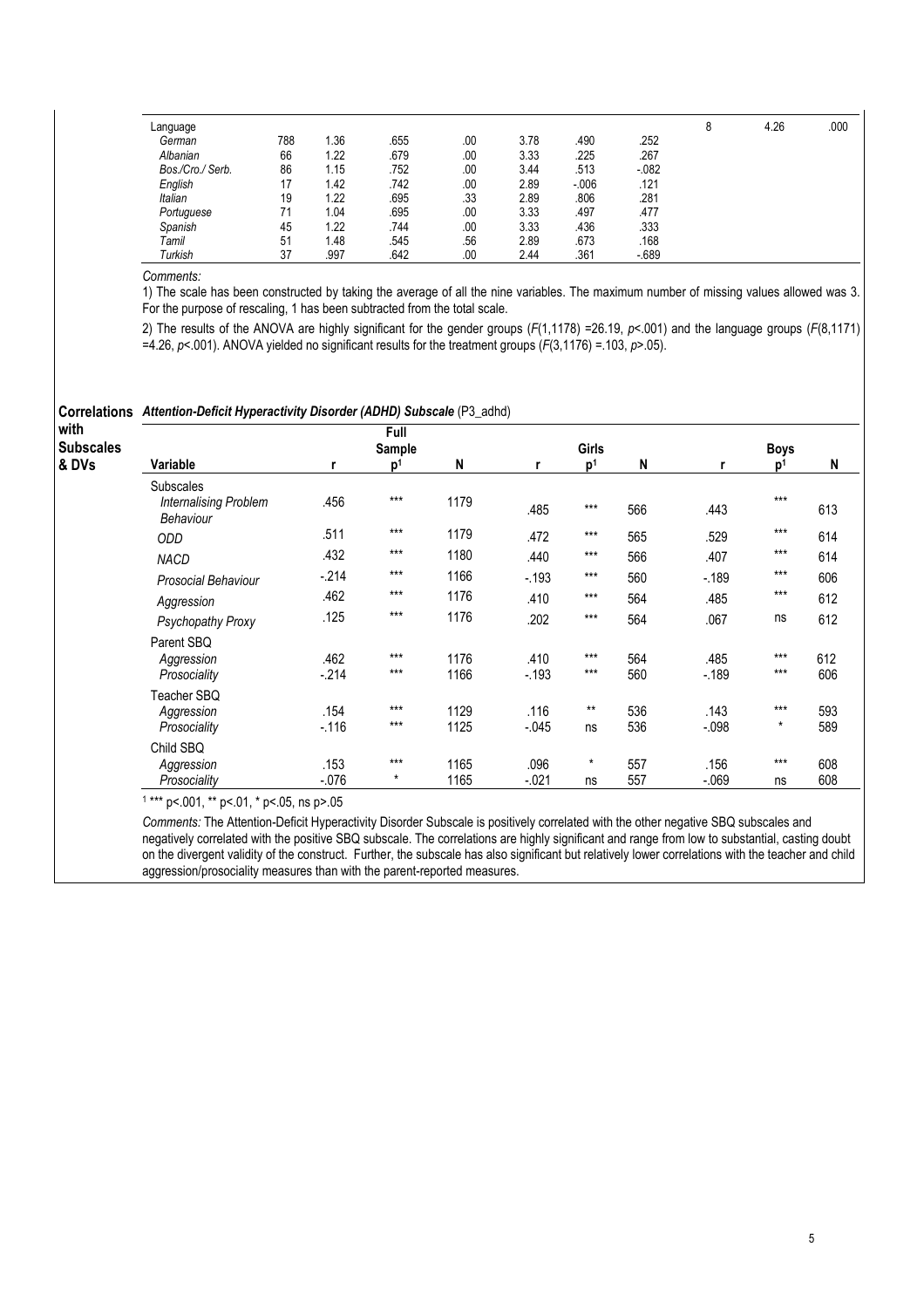| | | | | | | | | | | |
|---|---|---|---|---|---|---|---|---|---|---|
| Language | | | | | | | | 8 | 4.26 | .000 |
| *German* | 788 | 1.36 | .655 | .00 | 3.78 | .490 | .252 | | | |
| *Albanian* | 66 | 1.22 | .679 | .00 | 3.33 | .225 | .267 | | | |
| *Bos./Cro./ Serb.* | 86 | 1.15 | .752 | .00 | 3.44 | .513 | -.082 | | | |
| *English* | 17 | 1.42 | .742 | .00 | 2.89 | -.006 | .121 | | | |
| *Italian* | 19 | 1.22 | .695 | .33 | 2.89 | .806 | .281 | | | |
| *Portuguese* | 71 | 1.04 | .695 | .00 | 3.33 | .497 | .477 | | | |
| *Spanish* | 45 | 1.22 | .744 | .00 | 3.33 | .436 | .333 | | | |
| *Tamil* | 51 | 1.48 | .545 | .56 | 2.89 | .673 | .168 | | | |
| *Turkish* | 37 | .997 | .642 | .00 | 2.44 | .361 | -.689 | | | |

*Comments:*

1) The scale has been constructed by taking the average of all the nine variables. The maximum number of missing values allowed was 3. For the purpose of rescaling, 1 has been subtracted from the total scale.

2) The results of the ANOVA are highly significant for the gender groups ($F(1,1178)$ =26.19, $p$<.001) and the language groups ($F(8,1171)$ =4.26, $p$<.001). ANOVA yielded no significant results for the treatment groups ($F(3,1176)$ =.103, $p$>.05).

**Correlations with Subscales & DVs**

***Attention-Deficit Hyperactivity Disorder (ADHD) Subscale*** (P3_adhd)

| | Full Sample | | | Girls | | | Boys | | |
|---|---|---|---|---|---|---|---|---|---|
| **Variable** | **r** | **p**[1] | **N** | **r** | **p**[1] | **N** | **r** | **p**[1] | **N** |
| Subscales | | | | | | | | | |
| *Internalising Problem Behaviour* | .456 | *** | 1179 | .485 | *** | 566 | .443 | *** | 613 |
| *ODD* | .511 | *** | 1179 | .472 | *** | 565 | .529 | *** | 614 |
| *NACD* | .432 | *** | 1180 | .440 | *** | 566 | .407 | *** | 614 |
| *Prosocial Behaviour* | -.214 | *** | 1166 | -.193 | *** | 560 | -.189 | *** | 606 |
| *Aggression* | .462 | *** | 1176 | .410 | *** | 564 | .485 | *** | 612 |
| *Psychopathy Proxy* | .125 | *** | 1176 | .202 | *** | 564 | .067 | ns | 612 |
| Parent SBQ | | | | | | | | | |
| *Aggression* | .462 | *** | 1176 | .410 | *** | 564 | .485 | *** | 612 |
| *Prosociality* | -.214 | *** | 1166 | -.193 | *** | 560 | -.189 | *** | 606 |
| Teacher SBQ | | | | | | | | | |
| *Aggression* | .154 | *** | 1129 | .116 | ** | 536 | .143 | *** | 593 |
| *Prosociality* | -.116 | *** | 1125 | -.045 | ns | 536 | -.098 | * | 589 |
| Child SBQ | | | | | | | | | |
| *Aggression* | .153 | *** | 1165 | .096 | * | 557 | .156 | *** | 608 |
| *Prosociality* | -.076 | * | 1165 | -.021 | ns | 557 | -.069 | ns | 608 |

[1] *** p<.001, ** p<.01, * p<.05, ns p>.05

*Comments:* The Attention-Deficit Hyperactivity Disorder Subscale is positively correlated with the other negative SBQ subscales and negatively correlated with the positive SBQ subscale. The correlations are highly significant and range from low to substantial, casting doubt on the divergent validity of the construct. Further, the subscale has also significant but relatively lower correlations with the teacher and child aggression/prosociality measures than with the parent-reported measures.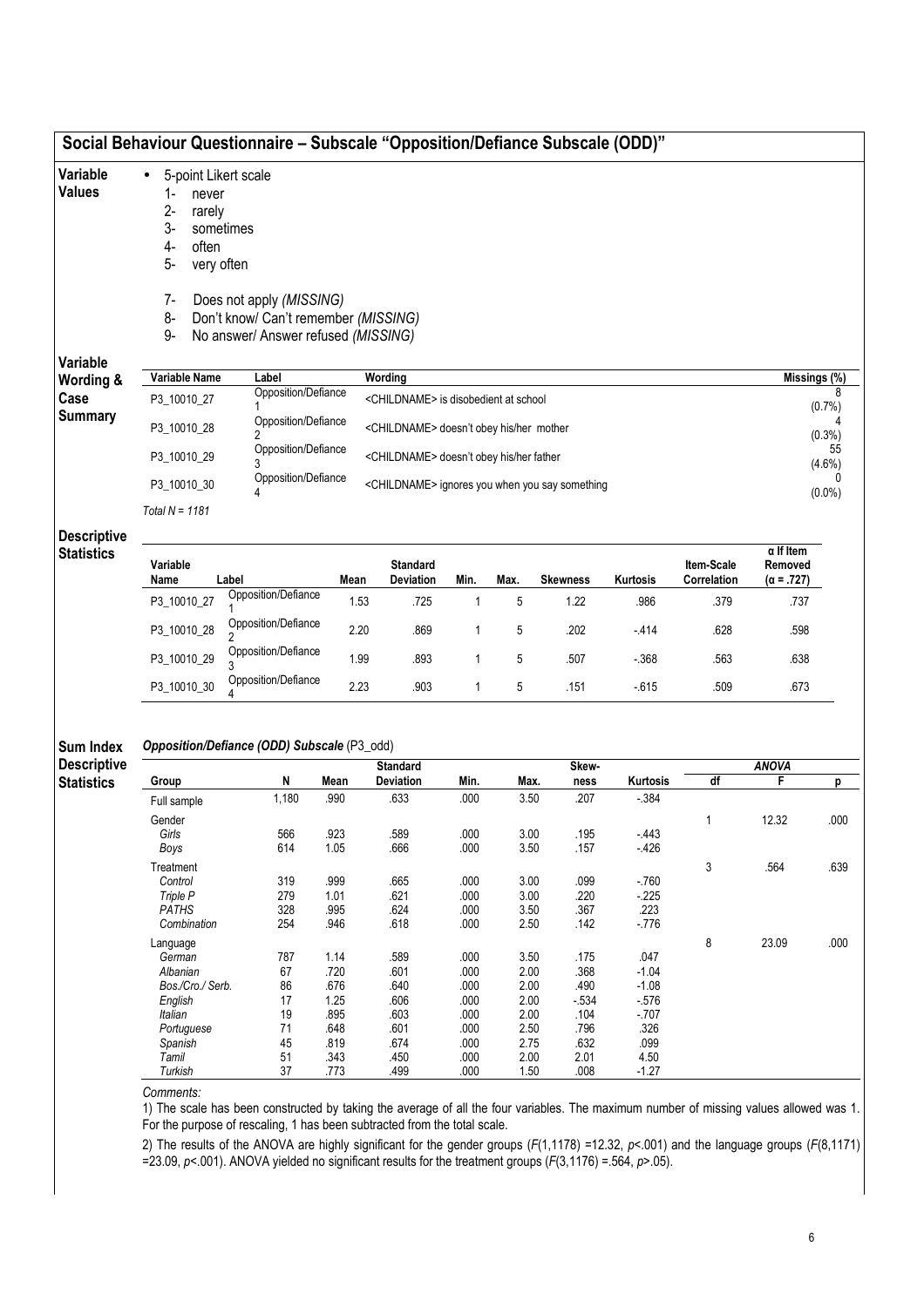## Social Behaviour Questionnaire – Subscale "Opposition/Defiance Subscale (ODD)"

**Variable Values**

- 5-point Likert scale
  1- never
  2- rarely
  3- sometimes
  4- often
  5- very often

  7- Does not apply *(MISSING)*
  8- Don't know/ Can't remember *(MISSING)*
  9- No answer/ Answer refused *(MISSING)*

**Variable Wording & Case Summary**

| Variable Name | Label | Wording | Missings (%) |
|---|---|---|---|
| P3_10010_27 | Opposition/Defiance 1 | <CHILDNAME> is disobedient at school | 8 (0.7%) |
| P3_10010_28 | Opposition/Defiance 2 | <CHILDNAME> doesn't obey his/her mother | 4 (0.3%) |
| P3_10010_29 | Opposition/Defiance 3 | <CHILDNAME> doesn't obey his/her father | 55 (4.6%) |
| P3_10010_30 | Opposition/Defiance 4 | <CHILDNAME> ignores you when you say something | 0 (0.0%) |

*Total N = 1181*

**Descriptive Statistics**

| Variable Name | Label | Mean | Standard Deviation | Min. | Max. | Skewness | Kurtosis | Item-Scale Correlation | α If Item Removed (α = .727) |
|---|---|---|---|---|---|---|---|---|---|
| P3_10010_27 | Opposition/Defiance 1 | 1.53 | .725 | 1 | 5 | 1.22 | .986 | .379 | .737 |
| P3_10010_28 | Opposition/Defiance 2 | 2.20 | .869 | 1 | 5 | .202 | -.414 | .628 | .598 |
| P3_10010_29 | Opposition/Defiance 3 | 1.99 | .893 | 1 | 5 | .507 | -.368 | .563 | .638 |
| P3_10010_30 | Opposition/Defiance 4 | 2.23 | .903 | 1 | 5 | .151 | -.615 | .509 | .673 |

**Sum Index Descriptive Statistics**

***Opposition/Defiance (ODD) Subscale*** (P3_odd)

| Group | N | Mean | Standard Deviation | Min. | Max. | Skew-ness | Kurtosis | ANOVA df | ANOVA F | ANOVA p |
|---|---|---|---|---|---|---|---|---|---|---|
| Full sample | 1,180 | .990 | .633 | .000 | 3.50 | .207 | -.384 | | | |
| Gender | | | | | | | | 1 | 12.32 | .000 |
| *Girls* | 566 | .923 | .589 | .000 | 3.00 | .195 | -.443 | | | |
| *Boys* | 614 | 1.05 | .666 | .000 | 3.50 | .157 | -.426 | | | |
| Treatment | | | | | | | | 3 | .564 | .639 |
| *Control* | 319 | .999 | .665 | .000 | 3.00 | .099 | -.760 | | | |
| *Triple P* | 279 | 1.01 | .621 | .000 | 3.00 | .220 | -.225 | | | |
| *PATHS* | 328 | .995 | .624 | .000 | 3.50 | .367 | .223 | | | |
| *Combination* | 254 | .946 | .618 | .000 | 2.50 | .142 | -.776 | | | |
| Language | | | | | | | | 8 | 23.09 | .000 |
| *German* | 787 | 1.14 | .589 | .000 | 3.50 | .175 | .047 | | | |
| *Albanian* | 67 | .720 | .601 | .000 | 2.00 | .368 | -1.04 | | | |
| *Bos./Cro./ Serb.* | 86 | .676 | .640 | .000 | 2.00 | .490 | -1.08 | | | |
| *English* | 17 | 1.25 | .606 | .000 | 2.00 | -.534 | -.576 | | | |
| *Italian* | 19 | .895 | .603 | .000 | 2.00 | .104 | -.707 | | | |
| *Portuguese* | 71 | .648 | .601 | .000 | 2.50 | .796 | .326 | | | |
| *Spanish* | 45 | .819 | .674 | .000 | 2.75 | .632 | .099 | | | |
| *Tamil* | 51 | .343 | .450 | .000 | 2.00 | 2.01 | 4.50 | | | |
| *Turkish* | 37 | .773 | .499 | .000 | 1.50 | .008 | -1.27 | | | |

*Comments:*

1) The scale has been constructed by taking the average of all the four variables. The maximum number of missing values allowed was 1. For the purpose of rescaling, 1 has been subtracted from the total scale.

2) The results of the ANOVA are highly significant for the gender groups ($F(1,1178)$ =12.32, $p$<.001) and the language groups ($F(8,1171)$ =23.09, $p$<.001). ANOVA yielded no significant results for the treatment groups ($F(3,1176)$ =.564, $p$>.05).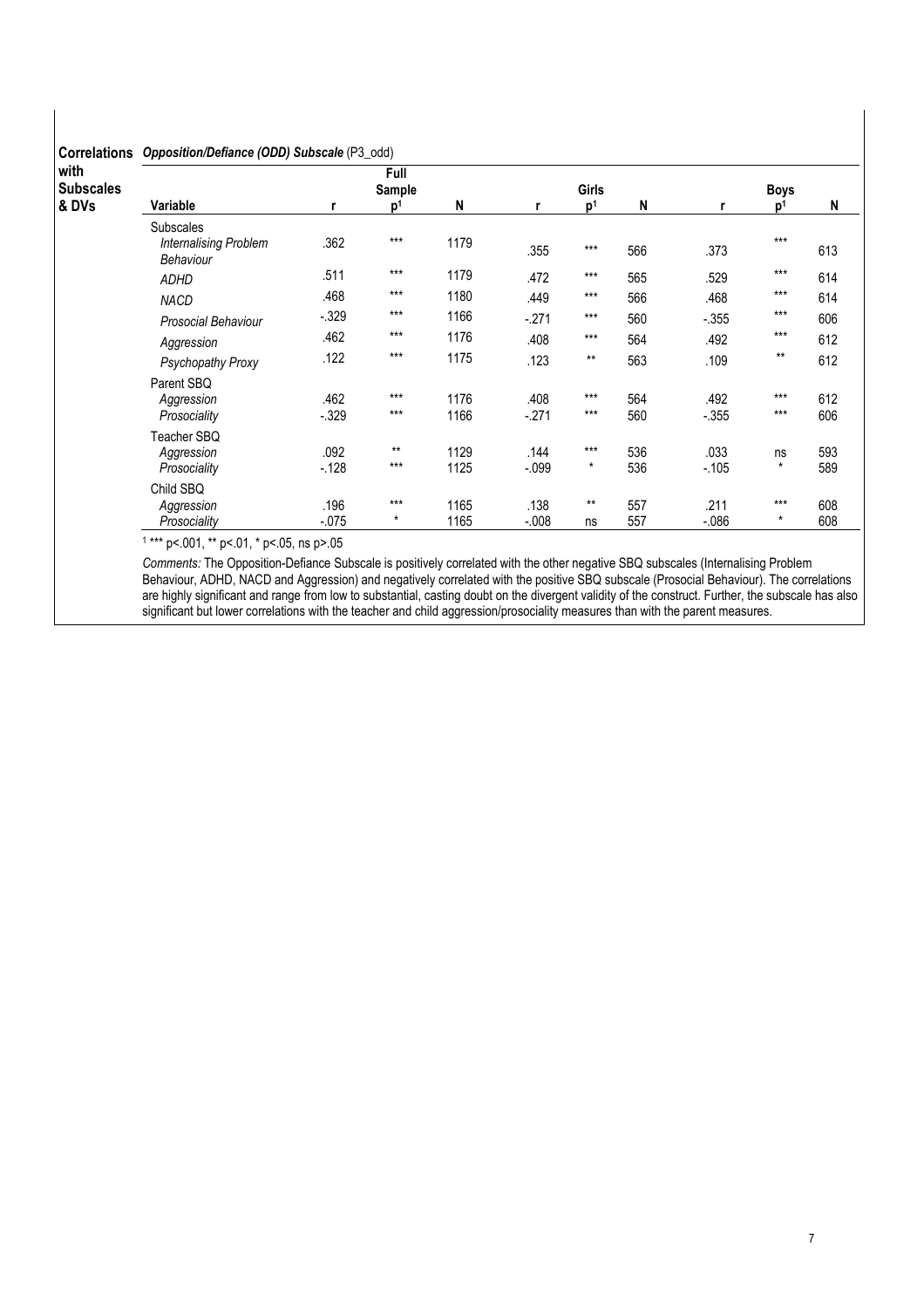**Correlations with Subscales & DVs**

***Opposition/Defiance (ODD) Subscale*** (P3_odd)

| Variable | Full Sample r | Full Sample p[1] | Full Sample N | Girls r | Girls p[1] | Girls N | Boys r | Boys p[1] | Boys N |
|---|---|---|---|---|---|---|---|---|---|
| Subscales | | | | | | | | | |
| *Internalising Problem Behaviour* | .362 | *** | 1179 | .355 | *** | 566 | .373 | *** | 613 |
| *ADHD* | .511 | *** | 1179 | .472 | *** | 565 | .529 | *** | 614 |
| *NACD* | .468 | *** | 1180 | .449 | *** | 566 | .468 | *** | 614 |
| *Prosocial Behaviour* | -.329 | *** | 1166 | -.271 | *** | 560 | -.355 | *** | 606 |
| *Aggression* | .462 | *** | 1176 | .408 | *** | 564 | .492 | *** | 612 |
| *Psychopathy Proxy* | .122 | *** | 1175 | .123 | ** | 563 | .109 | ** | 612 |
| Parent SBQ | | | | | | | | | |
| *Aggression* | .462 | *** | 1176 | .408 | *** | 564 | .492 | *** | 612 |
| *Prosociality* | -.329 | *** | 1166 | -.271 | *** | 560 | -.355 | *** | 606 |
| Teacher SBQ | | | | | | | | | |
| *Aggression* | .092 | ** | 1129 | .144 | *** | 536 | .033 | ns | 593 |
| *Prosociality* | -.128 | *** | 1125 | -.099 | * | 536 | -.105 | * | 589 |
| Child SBQ | | | | | | | | | |
| *Aggression* | .196 | *** | 1165 | .138 | ** | 557 | .211 | *** | 608 |
| *Prosociality* | -.075 | * | 1165 | -.008 | ns | 557 | -.086 | * | 608 |

[1] *** p<.001, ** p<.01, * p<.05, ns p>.05

*Comments:* The Opposition-Defiance Subscale is positively correlated with the other negative SBQ subscales (Internalising Problem Behaviour, ADHD, NACD and Aggression) and negatively correlated with the positive SBQ subscale (Prosocial Behaviour). The correlations are highly significant and range from low to substantial, casting doubt on the divergent validity of the construct. Further, the subscale has also significant but lower correlations with the teacher and child aggression/prosociality measures than with the parent measures.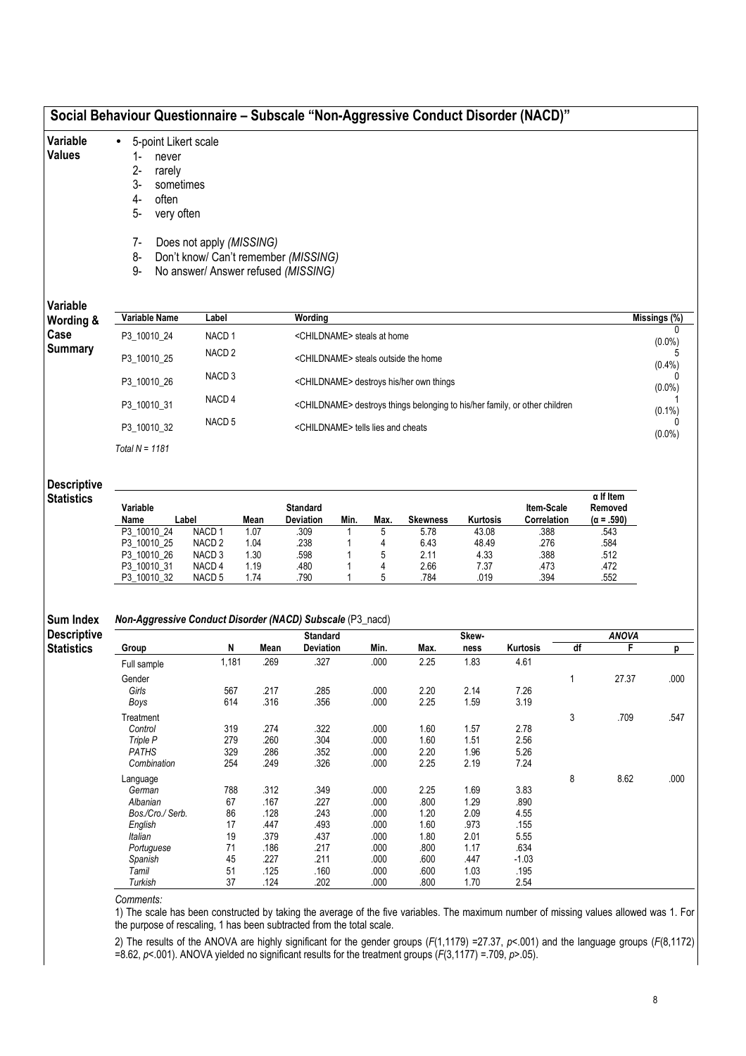## Social Behaviour Questionnaire – Subscale "Non-Aggressive Conduct Disorder (NACD)"

**Variable Values**

- 5-point Likert scale
  1- never
  2- rarely
  3- sometimes
  4- often
  5- very often

  7- Does not apply *(MISSING)*
  8- Don't know/ Can't remember *(MISSING)*
  9- No answer/ Answer refused *(MISSING)*

**Variable Wording & Case Summary**

| Variable Name | Label | Wording | Missings (%) |
|---|---|---|---|
| P3_10010_24 | NACD 1 | <CHILDNAME> steals at home | 0 (0.0%) |
| P3_10010_25 | NACD 2 | <CHILDNAME> steals outside the home | 5 (0.4%) |
| P3_10010_26 | NACD 3 | <CHILDNAME> destroys his/her own things | 0 (0.0%) |
| P3_10010_31 | NACD 4 | <CHILDNAME> destroys things belonging to his/her family, or other children | 1 (0.1%) |
| P3_10010_32 | NACD 5 | <CHILDNAME> tells lies and cheats | 0 (0.0%) |

*Total N = 1181*

**Descriptive Statistics**

| Variable Name | Label | Mean | Standard Deviation | Min. | Max. | Skewness | Kurtosis | Item-Scale Correlation | α If Item Removed (α = .590) |
|---|---|---|---|---|---|---|---|---|---|
| P3_10010_24 | NACD 1 | 1.07 | .309 | 1 | 5 | 5.78 | 43.08 | .388 | .543 |
| P3_10010_25 | NACD 2 | 1.04 | .238 | 1 | 4 | 6.43 | 48.49 | .276 | .584 |
| P3_10010_26 | NACD 3 | 1.30 | .598 | 1 | 5 | 2.11 | 4.33 | .388 | .512 |
| P3_10010_31 | NACD 4 | 1.19 | .480 | 1 | 4 | 2.66 | 7.37 | .473 | .472 |
| P3_10010_32 | NACD 5 | 1.74 | .790 | 1 | 5 | .784 | .019 | .394 | .552 |

**Sum Index Descriptive Statistics**

***Non-Aggressive Conduct Disorder (NACD) Subscale*** (P3_nacd)

| Group | N | Mean | Standard Deviation | Min. | Max. | Skew-ness | Kurtosis | ANOVA df | ANOVA F | ANOVA p |
|---|---|---|---|---|---|---|---|---|---|---|
| Full sample | 1,181 | .269 | .327 | .000 | 2.25 | 1.83 | 4.61 | | | |
| Gender | | | | | | | | 1 | 27.37 | .000 |
| *Girls* | 567 | .217 | .285 | .000 | 2.20 | 2.14 | 7.26 | | | |
| *Boys* | 614 | .316 | .356 | .000 | 2.25 | 1.59 | 3.19 | | | |
| Treatment | | | | | | | | 3 | .709 | .547 |
| *Control* | 319 | .274 | .322 | .000 | 1.60 | 1.57 | 2.78 | | | |
| *Triple P* | 279 | .260 | .304 | .000 | 1.60 | 1.51 | 2.56 | | | |
| *PATHS* | 329 | .286 | .352 | .000 | 2.20 | 1.96 | 5.26 | | | |
| *Combination* | 254 | .249 | .326 | .000 | 2.25 | 2.19 | 7.24 | | | |
| Language | | | | | | | | 8 | 8.62 | .000 |
| *German* | 788 | .312 | .349 | .000 | 2.25 | 1.69 | 3.83 | | | |
| *Albanian* | 67 | .167 | .227 | .000 | .800 | 1.29 | .890 | | | |
| *Bos./Cro./ Serb.* | 86 | .128 | .243 | .000 | 1.20 | 2.09 | 4.55 | | | |
| *English* | 17 | .447 | .493 | .000 | 1.60 | .973 | .155 | | | |
| *Italian* | 19 | .379 | .437 | .000 | 1.80 | 2.01 | 5.55 | | | |
| *Portuguese* | 71 | .186 | .217 | .000 | .800 | 1.17 | .634 | | | |
| *Spanish* | 45 | .227 | .211 | .000 | .600 | .447 | -1.03 | | | |
| *Tamil* | 51 | .125 | .160 | .000 | .600 | 1.03 | .195 | | | |
| *Turkish* | 37 | .124 | .202 | .000 | .800 | 1.70 | 2.54 | | | |

*Comments:*

1) The scale has been constructed by taking the average of the five variables. The maximum number of missing values allowed was 1. For the purpose of rescaling, 1 has been subtracted from the total scale.

2) The results of the ANOVA are highly significant for the gender groups ($F(1,1179) = 27.37$, $p < .001$) and the language groups ($F(8,1172) = 8.62$, $p < .001$). ANOVA yielded no significant results for the treatment groups ($F(3,1177) = .709$, $p > .05$).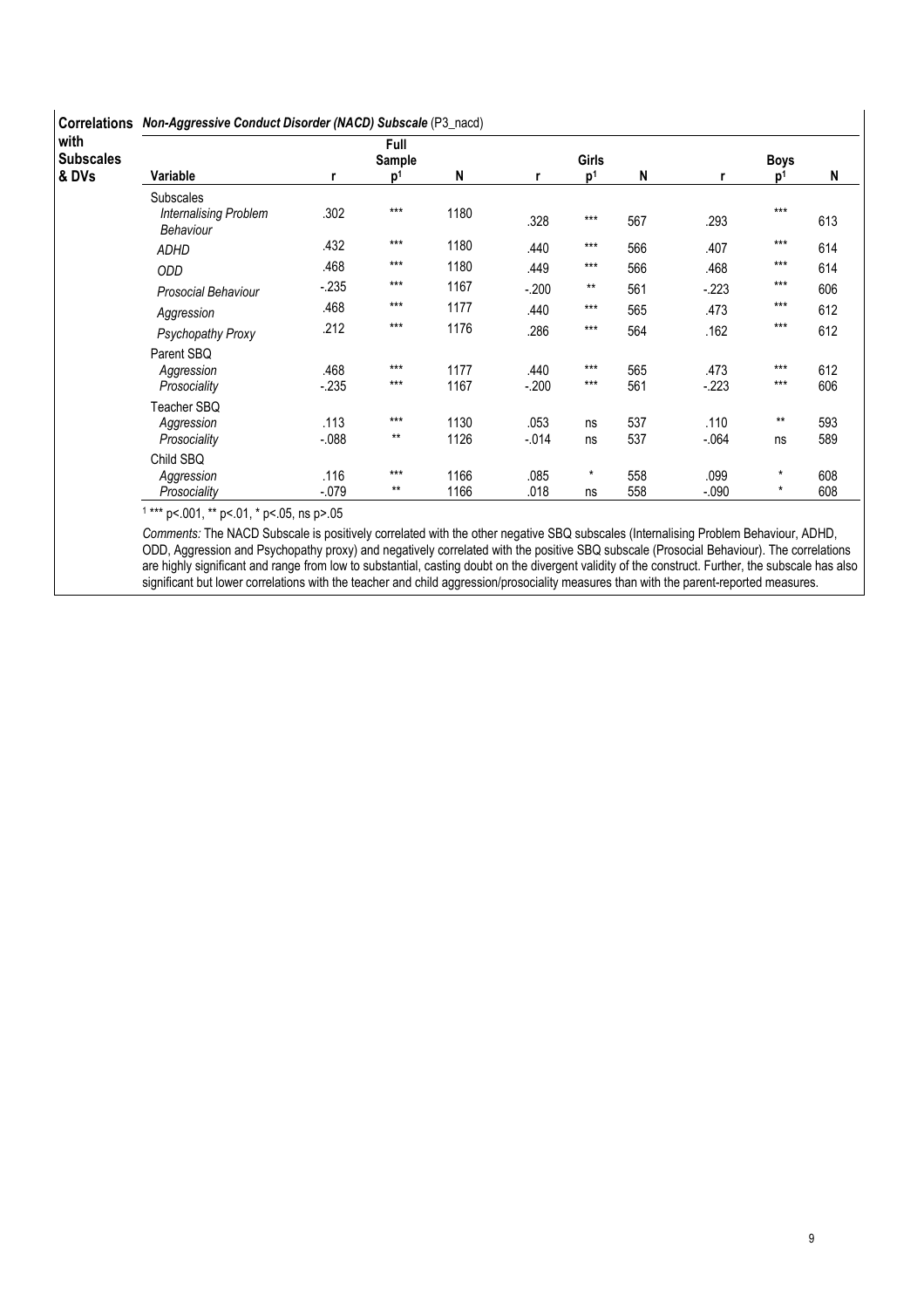**Correlations with Subscales & DVs** — ***Non-Aggressive Conduct Disorder (NACD) Subscale*** (P3_nacd)

| Variable | Full Sample r | Full Sample p[1] | Full Sample N | Girls r | Girls p[1] | Girls N | Boys r | Boys p[1] | Boys N |
|---|---|---|---|---|---|---|---|---|---|
| Subscales | | | | | | | | | |
| *Internalising Problem Behaviour* | .302 | *** | 1180 | .328 | *** | 567 | .293 | *** | 613 |
| *ADHD* | .432 | *** | 1180 | .440 | *** | 566 | .407 | *** | 614 |
| *ODD* | .468 | *** | 1180 | .449 | *** | 566 | .468 | *** | 614 |
| *Prosocial Behaviour* | -.235 | *** | 1167 | -.200 | ** | 561 | -.223 | *** | 606 |
| *Aggression* | .468 | *** | 1177 | .440 | *** | 565 | .473 | *** | 612 |
| *Psychopathy Proxy* | .212 | *** | 1176 | .286 | *** | 564 | .162 | *** | 612 |
| Parent SBQ | | | | | | | | | |
| *Aggression* | .468 | *** | 1177 | .440 | *** | 565 | .473 | *** | 612 |
| *Prosociality* | -.235 | *** | 1167 | -.200 | *** | 561 | -.223 | *** | 606 |
| Teacher SBQ | | | | | | | | | |
| *Aggression* | .113 | *** | 1130 | .053 | ns | 537 | .110 | ** | 593 |
| *Prosociality* | -.088 | ** | 1126 | -.014 | ns | 537 | -.064 | ns | 589 |
| Child SBQ | | | | | | | | | |
| *Aggression* | .116 | *** | 1166 | .085 | * | 558 | .099 | * | 608 |
| *Prosociality* | -.079 | ** | 1166 | .018 | ns | 558 | -.090 | * | 608 |

[1] *** p<.001, ** p<.01, * p<.05, ns p>.05

*Comments:* The NACD Subscale is positively correlated with the other negative SBQ subscales (Internalising Problem Behaviour, ADHD, ODD, Aggression and Psychopathy proxy) and negatively correlated with the positive SBQ subscale (Prosocial Behaviour). The correlations are highly significant and range from low to substantial, casting doubt on the divergent validity of the construct. Further, the subscale has also significant but lower correlations with the teacher and child aggression/prosociality measures than with the parent-reported measures.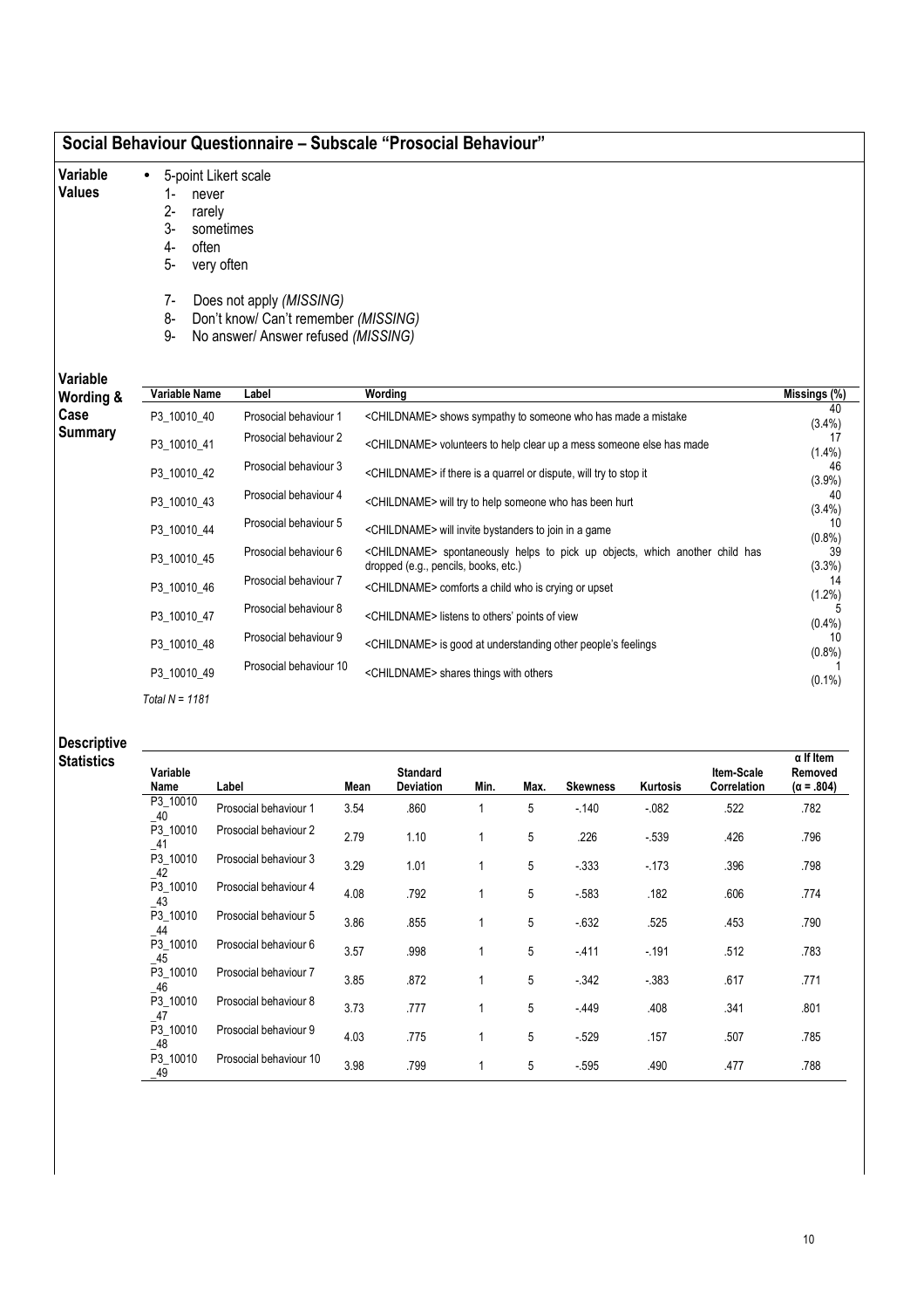## Social Behaviour Questionnaire – Subscale "Prosocial Behaviour"

**Variable Values**

- 5-point Likert scale
  1- never
  2- rarely
  3- sometimes
  4- often
  5- very often

  7- Does not apply *(MISSING)*
  8- Don't know/ Can't remember *(MISSING)*
  9- No answer/ Answer refused *(MISSING)*

**Variable Wording & Case Summary**

| Variable Name | Label | Wording | Missings (%) |
|---|---|---|---|
| P3_10010_40 | Prosocial behaviour 1 | <CHILDNAME> shows sympathy to someone who has made a mistake | 40 (3.4%) |
| P3_10010_41 | Prosocial behaviour 2 | <CHILDNAME> volunteers to help clear up a mess someone else has made | 17 (1.4%) |
| P3_10010_42 | Prosocial behaviour 3 | <CHILDNAME> if there is a quarrel or dispute, will try to stop it | 46 (3.9%) |
| P3_10010_43 | Prosocial behaviour 4 | <CHILDNAME> will try to help someone who has been hurt | 40 (3.4%) |
| P3_10010_44 | Prosocial behaviour 5 | <CHILDNAME> will invite bystanders to join in a game | 10 (0.8%) |
| P3_10010_45 | Prosocial behaviour 6 | <CHILDNAME> spontaneously helps to pick up objects, which another child has dropped (e.g., pencils, books, etc.) | 39 (3.3%) |
| P3_10010_46 | Prosocial behaviour 7 | <CHILDNAME> comforts a child who is crying or upset | 14 (1.2%) |
| P3_10010_47 | Prosocial behaviour 8 | <CHILDNAME> listens to others' points of view | 5 (0.4%) |
| P3_10010_48 | Prosocial behaviour 9 | <CHILDNAME> is good at understanding other people's feelings | 10 (0.8%) |
| P3_10010_49 | Prosocial behaviour 10 | <CHILDNAME> shares things with others | 1 (0.1%) |

*Total N = 1181*

**Descriptive Statistics**

| Variable Name | Label | Mean | Standard Deviation | Min. | Max. | Skewness | Kurtosis | Item-Scale Correlation | α If Item Removed (α = .804) |
|---|---|---|---|---|---|---|---|---|---|
| P3_10010_40 | Prosocial behaviour 1 | 3.54 | .860 | 1 | 5 | -.140 | -.082 | .522 | .782 |
| P3_10010_41 | Prosocial behaviour 2 | 2.79 | 1.10 | 1 | 5 | .226 | -.539 | .426 | .796 |
| P3_10010_42 | Prosocial behaviour 3 | 3.29 | 1.01 | 1 | 5 | -.333 | -.173 | .396 | .798 |
| P3_10010_43 | Prosocial behaviour 4 | 4.08 | .792 | 1 | 5 | -.583 | .182 | .606 | .774 |
| P3_10010_44 | Prosocial behaviour 5 | 3.86 | .855 | 1 | 5 | -.632 | .525 | .453 | .790 |
| P3_10010_45 | Prosocial behaviour 6 | 3.57 | .998 | 1 | 5 | -.411 | -.191 | .512 | .783 |
| P3_10010_46 | Prosocial behaviour 7 | 3.85 | .872 | 1 | 5 | -.342 | -.383 | .617 | .771 |
| P3_10010_47 | Prosocial behaviour 8 | 3.73 | .777 | 1 | 5 | -.449 | .408 | .341 | .801 |
| P3_10010_48 | Prosocial behaviour 9 | 4.03 | .775 | 1 | 5 | -.529 | .157 | .507 | .785 |
| P3_10010_49 | Prosocial behaviour 10 | 3.98 | .799 | 1 | 5 | -.595 | .490 | .477 | .788 |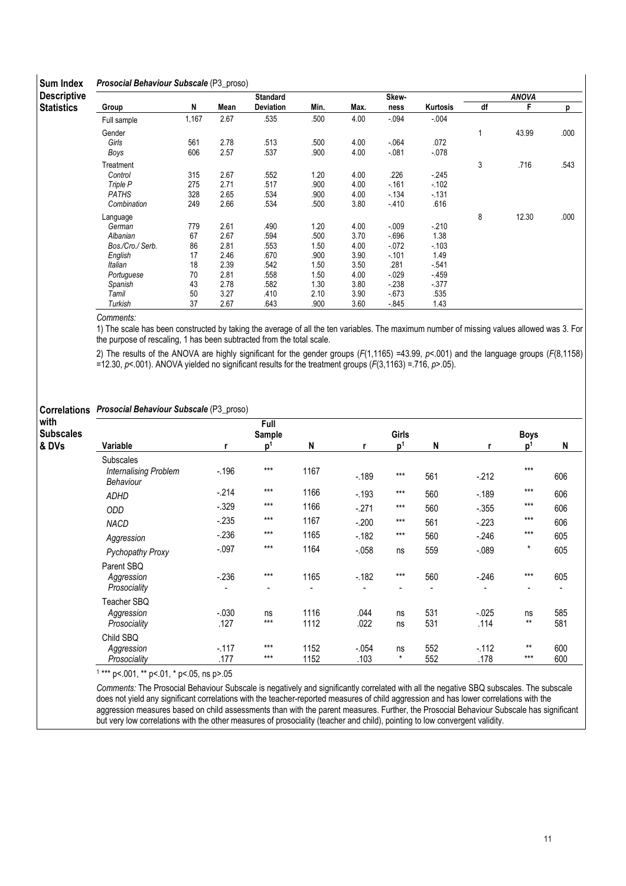## Sum Index Descriptive Statistics

*Prosocial Behaviour Subscale* (P3_proso)

| Group | N | Mean | Standard Deviation | Min. | Max. | Skew-ness | Kurtosis | ANOVA df | ANOVA F | ANOVA p |
|---|---|---|---|---|---|---|---|---|---|---|
| Full sample | 1,167 | 2.67 | .535 | .500 | 4.00 | -.094 | -.004 | | | |
| Gender | | | | | | | | 1 | 43.99 | .000 |
| *Girls* | 561 | 2.78 | .513 | .500 | 4.00 | -.064 | .072 | | | |
| *Boys* | 606 | 2.57 | .537 | .900 | 4.00 | -.081 | -.078 | | | |
| Treatment | | | | | | | | 3 | .716 | .543 |
| *Control* | 315 | 2.67 | .552 | 1.20 | 4.00 | .226 | -.245 | | | |
| *Triple P* | 275 | 2.71 | .517 | .900 | 4.00 | -.161 | -.102 | | | |
| *PATHS* | 328 | 2.65 | .534 | .900 | 4.00 | -.134 | -.131 | | | |
| *Combination* | 249 | 2.66 | .534 | .500 | 3.80 | -.410 | .616 | | | |
| Language | | | | | | | | 8 | 12.30 | .000 |
| *German* | 779 | 2.61 | .490 | 1.20 | 4.00 | -.009 | -.210 | | | |
| *Albanian* | 67 | 2.67 | .594 | .500 | 3.70 | -.696 | 1.38 | | | |
| *Bos./Cro./ Serb.* | 86 | 2.81 | .553 | 1.50 | 4.00 | -.072 | -.103 | | | |
| *English* | 17 | 2.46 | .670 | .900 | 3.90 | -.101 | 1.49 | | | |
| *Italian* | 18 | 2.39 | .542 | 1.50 | 3.50 | .281 | -.541 | | | |
| *Portuguese* | 70 | 2.81 | .558 | 1.50 | 4.00 | -.029 | -.459 | | | |
| *Spanish* | 43 | 2.78 | .582 | 1.30 | 3.80 | -.238 | -.377 | | | |
| *Tamil* | 50 | 3.27 | .410 | 2.10 | 3.90 | -.673 | .535 | | | |
| *Turkish* | 37 | 2.67 | .643 | .900 | 3.60 | -.845 | 1.43 | | | |

*Comments:*

1) The scale has been constructed by taking the average of all the ten variables. The maximum number of missing values allowed was 3. For the purpose of rescaling, 1 has been subtracted from the total scale.

2) The results of the ANOVA are highly significant for the gender groups ($F(1,1165)$ =43.99, $p$<.001) and the language groups ($F(8,1158)$ =12.30, $p$<.001). ANOVA yielded no significant results for the treatment groups ($F(3,1163)$ =.716, $p$>.05).

## Correlations with Subscales & DVs

*Prosocial Behaviour Subscale* (P3_proso)

| Variable | Full Sample r | Full Sample p[1] | Full Sample N | Girls r | Girls p[1] | Girls N | Boys r | Boys p[1] | Boys N |
|---|---|---|---|---|---|---|---|---|---|
| Subscales | | | | | | | | | |
| *Internalising Problem Behaviour* | -.196 | *** | 1167 | -.189 | *** | 561 | -.212 | *** | 606 |
| *ADHD* | -.214 | *** | 1166 | -.193 | *** | 560 | -.189 | *** | 606 |
| *ODD* | -.329 | *** | 1166 | -.271 | *** | 560 | -.355 | *** | 606 |
| *NACD* | -.235 | *** | 1167 | -.200 | *** | 561 | -.223 | *** | 606 |
| *Aggression* | -.236 | *** | 1165 | -.182 | *** | 560 | -.246 | *** | 605 |
| *Pychopathy Proxy* | -.097 | *** | 1164 | -.058 | ns | 559 | -.089 | * | 605 |
| Parent SBQ | | | | | | | | | |
| *Aggression* | -.236 | *** | 1165 | -.182 | *** | 560 | -.246 | *** | 605 |
| *Prosociality* | - | - | - | - | - | - | - | - | - |
| Teacher SBQ | | | | | | | | | |
| *Aggression* | -.030 | ns | 1116 | .044 | ns | 531 | -.025 | ns | 585 |
| *Prosociality* | .127 | *** | 1112 | .022 | ns | 531 | .114 | ** | 581 |
| Child SBQ | | | | | | | | | |
| *Aggression* | -.117 | *** | 1152 | -.054 | ns | 552 | -.112 | ** | 600 |
| *Prosociality* | .177 | *** | 1152 | .103 | * | 552 | .178 | *** | 600 |

[1] *** p<.001, ** p<.01, * p<.05, ns p>.05

*Comments:* The Prosocial Behaviour Subscale is negatively and significantly correlated with all the negative SBQ subscales. The subscale does not yield any significant correlations with the teacher-reported measures of child aggression and has lower correlations with the aggression measures based on child assessments than with the parent measures. Further, the Prosocial Behaviour Subscale has significant but very low correlations with the other measures of prosociality (teacher and child), pointing to low convergent validity.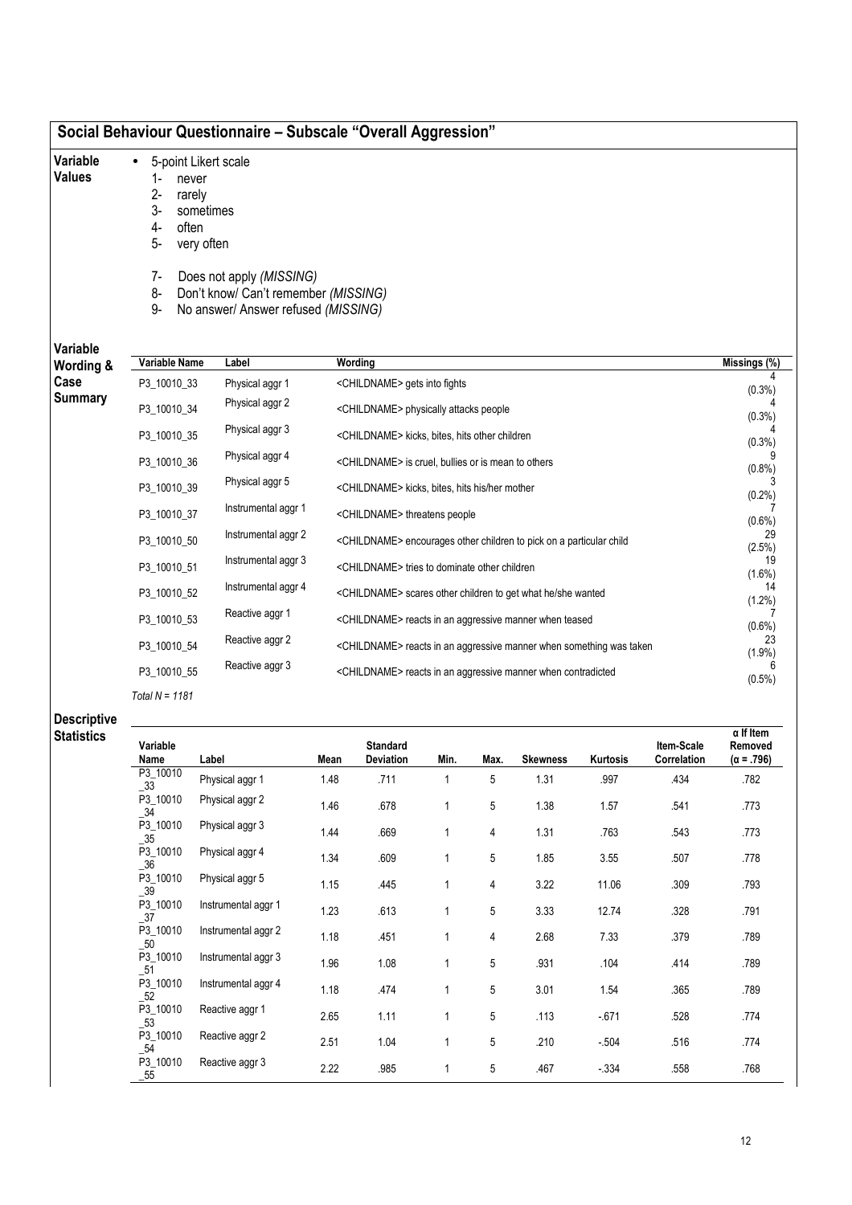## Social Behaviour Questionnaire – Subscale "Overall Aggression"

**Variable Values**

- 5-point Likert scale
  1- never
  2- rarely
  3- sometimes
  4- often
  5- very often

  7- Does not apply *(MISSING)*
  8- Don't know/ Can't remember *(MISSING)*
  9- No answer/ Answer refused *(MISSING)*

**Variable Wording & Case Summary**

| Variable Name | Label | Wording | Missings (%) |
|---|---|---|---|
| P3_10010_33 | Physical aggr 1 | <CHILDNAME> gets into fights | 4 (0.3%) |
| P3_10010_34 | Physical aggr 2 | <CHILDNAME> physically attacks people | 4 (0.3%) |
| P3_10010_35 | Physical aggr 3 | <CHILDNAME> kicks, bites, hits other children | 4 (0.3%) |
| P3_10010_36 | Physical aggr 4 | <CHILDNAME> is cruel, bullies or is mean to others | 9 (0.8%) |
| P3_10010_39 | Physical aggr 5 | <CHILDNAME> kicks, bites, hits his/her mother | 3 (0.2%) |
| P3_10010_37 | Instrumental aggr 1 | <CHILDNAME> threatens people | 7 (0.6%) |
| P3_10010_50 | Instrumental aggr 2 | <CHILDNAME> encourages other children to pick on a particular child | 29 (2.5%) |
| P3_10010_51 | Instrumental aggr 3 | <CHILDNAME> tries to dominate other children | 19 (1.6%) |
| P3_10010_52 | Instrumental aggr 4 | <CHILDNAME> scares other children to get what he/she wanted | 14 (1.2%) |
| P3_10010_53 | Reactive aggr 1 | <CHILDNAME> reacts in an aggressive manner when teased | 7 (0.6%) |
| P3_10010_54 | Reactive aggr 2 | <CHILDNAME> reacts in an aggressive manner when something was taken | 23 (1.9%) |
| P3_10010_55 | Reactive aggr 3 | <CHILDNAME> reacts in an aggressive manner when contradicted | 6 (0.5%) |

*Total N = 1181*

**Descriptive Statistics**

| Variable Name | Label | Mean | Standard Deviation | Min. | Max. | Skewness | Kurtosis | Item-Scale Correlation | α If Item Removed (α = .796) |
|---|---|---|---|---|---|---|---|---|---|
| P3_10010_33 | Physical aggr 1 | 1.48 | .711 | 1 | 5 | 1.31 | .997 | .434 | .782 |
| P3_10010_34 | Physical aggr 2 | 1.46 | .678 | 1 | 5 | 1.38 | 1.57 | .541 | .773 |
| P3_10010_35 | Physical aggr 3 | 1.44 | .669 | 1 | 4 | 1.31 | .763 | .543 | .773 |
| P3_10010_36 | Physical aggr 4 | 1.34 | .609 | 1 | 5 | 1.85 | 3.55 | .507 | .778 |
| P3_10010_39 | Physical aggr 5 | 1.15 | .445 | 1 | 4 | 3.22 | 11.06 | .309 | .793 |
| P3_10010_37 | Instrumental aggr 1 | 1.23 | .613 | 1 | 5 | 3.33 | 12.74 | .328 | .791 |
| P3_10010_50 | Instrumental aggr 2 | 1.18 | .451 | 1 | 4 | 2.68 | 7.33 | .379 | .789 |
| P3_10010_51 | Instrumental aggr 3 | 1.96 | 1.08 | 1 | 5 | .931 | .104 | .414 | .789 |
| P3_10010_52 | Instrumental aggr 4 | 1.18 | .474 | 1 | 5 | 3.01 | 1.54 | .365 | .789 |
| P3_10010_53 | Reactive aggr 1 | 2.65 | 1.11 | 1 | 5 | .113 | -.671 | .528 | .774 |
| P3_10010_54 | Reactive aggr 2 | 2.51 | 1.04 | 1 | 5 | .210 | -.504 | .516 | .774 |
| P3_10010_55 | Reactive aggr 3 | 2.22 | .985 | 1 | 5 | .467 | -.334 | .558 | .768 |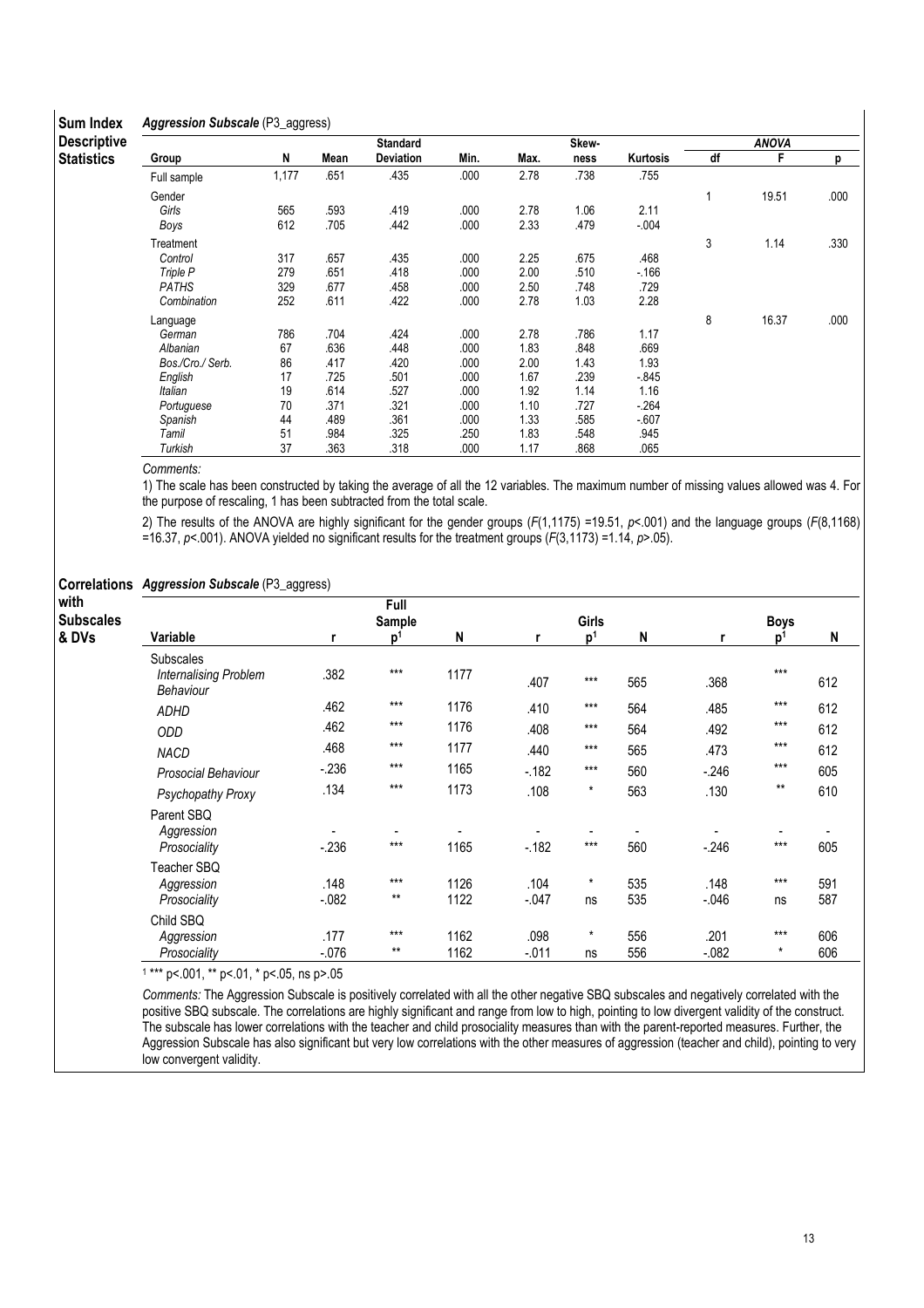**Sum Index Descriptive Statistics**

***Aggression Subscale*** **(P3_aggress)**

| Group | N | Mean | Standard Deviation | Min. | Max. | Skew-ness | Kurtosis | ANOVA df | ANOVA F | ANOVA p |
|---|---|---|---|---|---|---|---|---|---|---|
| Full sample | 1,177 | .651 | .435 | .000 | 2.78 | .738 | .755 | | | |
| Gender | | | | | | | | 1 | 19.51 | .000 |
| *Girls* | 565 | .593 | .419 | .000 | 2.78 | 1.06 | 2.11 | | | |
| *Boys* | 612 | .705 | .442 | .000 | 2.33 | .479 | -.004 | | | |
| Treatment | | | | | | | | 3 | 1.14 | .330 |
| *Control* | 317 | .657 | .435 | .000 | 2.25 | .675 | .468 | | | |
| *Triple P* | 279 | .651 | .418 | .000 | 2.00 | .510 | -.166 | | | |
| *PATHS* | 329 | .677 | .458 | .000 | 2.50 | .748 | .729 | | | |
| *Combination* | 252 | .611 | .422 | .000 | 2.78 | 1.03 | 2.28 | | | |
| Language | | | | | | | | 8 | 16.37 | .000 |
| *German* | 786 | .704 | .424 | .000 | 2.78 | .786 | 1.17 | | | |
| *Albanian* | 67 | .636 | .448 | .000 | 1.83 | .848 | .669 | | | |
| *Bos./Cro./ Serb.* | 86 | .417 | .420 | .000 | 2.00 | 1.43 | 1.93 | | | |
| *English* | 17 | .725 | .501 | .000 | 1.67 | .239 | -.845 | | | |
| *Italian* | 19 | .614 | .527 | .000 | 1.92 | 1.14 | 1.16 | | | |
| *Portuguese* | 70 | .371 | .321 | .000 | 1.10 | .727 | -.264 | | | |
| *Spanish* | 44 | .489 | .361 | .000 | 1.33 | .585 | -.607 | | | |
| *Tamil* | 51 | .984 | .325 | .250 | 1.83 | .548 | .945 | | | |
| *Turkish* | 37 | .363 | .318 | .000 | 1.17 | .868 | .065 | | | |

*Comments:*

1) The scale has been constructed by taking the average of all the 12 variables. The maximum number of missing values allowed was 4. For the purpose of rescaling, 1 has been subtracted from the total scale.

2) The results of the ANOVA are highly significant for the gender groups ($F(1,1175) = 19.51$, $p < .001$) and the language groups ($F(8,1168) = 16.37$, $p < .001$). ANOVA yielded no significant results for the treatment groups ($F(3,1173) = 1.14$, $p > .05$).

**Correlations with Subscales & DVs**

***Aggression Subscale*** **(P3_aggress)**

| Variable | Full Sample r | Full Sample p[1] | Full Sample N | Girls r | Girls p[1] | Girls N | Boys r | Boys p[1] | Boys N |
|---|---|---|---|---|---|---|---|---|---|
| Subscales | | | | | | | | | |
| *Internalising Problem Behaviour* | .382 | *** | 1177 | .407 | *** | 565 | .368 | *** | 612 |
| *ADHD* | .462 | *** | 1176 | .410 | *** | 564 | .485 | *** | 612 |
| *ODD* | .462 | *** | 1176 | .408 | *** | 564 | .492 | *** | 612 |
| *NACD* | .468 | *** | 1177 | .440 | *** | 565 | .473 | *** | 612 |
| *Prosocial Behaviour* | -.236 | *** | 1165 | -.182 | *** | 560 | -.246 | *** | 605 |
| *Psychopathy Proxy* | .134 | *** | 1173 | .108 | * | 563 | .130 | ** | 610 |
| Parent SBQ | | | | | | | | | |
| *Aggression* | - | - | - | - | - | - | - | - | - |
| *Prosociality* | -.236 | *** | 1165 | -.182 | *** | 560 | -.246 | *** | 605 |
| Teacher SBQ | | | | | | | | | |
| *Aggression* | .148 | *** | 1126 | .104 | * | 535 | .148 | *** | 591 |
| *Prosociality* | -.082 | ** | 1122 | -.047 | ns | 535 | -.046 | ns | 587 |
| Child SBQ | | | | | | | | | |
| *Aggression* | .177 | *** | 1162 | .098 | * | 556 | .201 | *** | 606 |
| *Prosociality* | -.076 | ** | 1162 | -.011 | ns | 556 | -.082 | * | 606 |

[1] *** p<.001, ** p<.01, * p<.05, ns p>.05

*Comments:* The Aggression Subscale is positively correlated with all the other negative SBQ subscales and negatively correlated with the positive SBQ subscale. The correlations are highly significant and range from low to high, pointing to low divergent validity of the construct. The subscale has lower correlations with the teacher and child prosociality measures than with the parent-reported measures. Further, the Aggression Subscale has also significant but very low correlations with the other measures of aggression (teacher and child), pointing to very low convergent validity.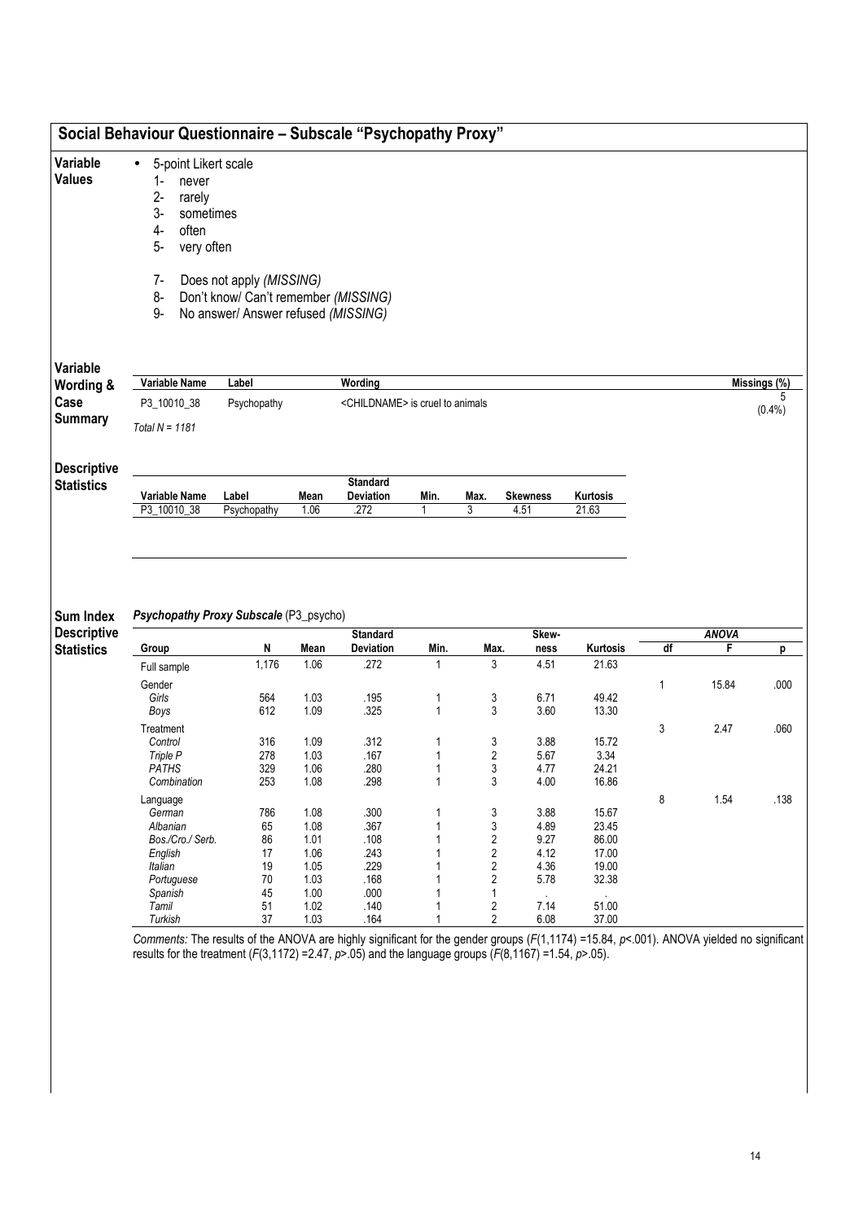# Social Behaviour Questionnaire – Subscale "Psychopathy Proxy"

**Variable Values**

- 5-point Likert scale
  1- never
  2- rarely
  3- sometimes
  4- often
  5- very often

  7- Does not apply *(MISSING)*
  8- Don't know/ Can't remember *(MISSING)*
  9- No answer/ Answer refused *(MISSING)*

**Variable Wording & Case Summary**

| Variable Name | Label | Wording | Missings (%) |
|---|---|---|---|
| P3_10010_38 | Psychopathy | <CHILDNAME> is cruel to animals | 5 (0.4%) |

*Total N = 1181*

**Descriptive Statistics**

| Variable Name | Label | Mean | Standard Deviation | Min. | Max. | Skewness | Kurtosis |
|---|---|---|---|---|---|---|---|
| P3_10010_38 | Psychopathy | 1.06 | .272 | 1 | 3 | 4.51 | 21.63 |

**Sum Index Descriptive Statistics**

***Psychopathy Proxy Subscale*** (P3_psycho)

| Group | N | Mean | Standard Deviation | Min. | Max. | Skew-ness | Kurtosis | ANOVA df | ANOVA F | ANOVA p |
|---|---|---|---|---|---|---|---|---|---|---|
| Full sample | 1,176 | 1.06 | .272 | 1 | 3 | 4.51 | 21.63 | | | |
| Gender | | | | | | | | 1 | 15.84 | .000 |
| *Girls* | 564 | 1.03 | .195 | 1 | 3 | 6.71 | 49.42 | | | |
| *Boys* | 612 | 1.09 | .325 | 1 | 3 | 3.60 | 13.30 | | | |
| Treatment | | | | | | | | 3 | 2.47 | .060 |
| *Control* | 316 | 1.09 | .312 | 1 | 3 | 3.88 | 15.72 | | | |
| *Triple P* | 278 | 1.03 | .167 | 1 | 2 | 5.67 | 3.34 | | | |
| *PATHS* | 329 | 1.06 | .280 | 1 | 3 | 4.77 | 24.21 | | | |
| *Combination* | 253 | 1.08 | .298 | 1 | 3 | 4.00 | 16.86 | | | |
| Language | | | | | | | | 8 | 1.54 | .138 |
| *German* | 786 | 1.08 | .300 | 1 | 3 | 3.88 | 15.67 | | | |
| *Albanian* | 65 | 1.08 | .367 | 1 | 3 | 4.89 | 23.45 | | | |
| *Bos./Cro./ Serb.* | 86 | 1.01 | .108 | 1 | 2 | 9.27 | 86.00 | | | |
| *English* | 17 | 1.06 | .243 | 1 | 2 | 4.12 | 17.00 | | | |
| *Italian* | 19 | 1.05 | .229 | 1 | 2 | 4.36 | 19.00 | | | |
| *Portuguese* | 70 | 1.03 | .168 | 1 | 2 | 5.78 | 32.38 | | | |
| *Spanish* | 45 | 1.00 | .000 | 1 | 1 | . | . | | | |
| *Tamil* | 51 | 1.02 | .140 | 1 | 2 | 7.14 | 51.00 | | | |
| *Turkish* | 37 | 1.03 | .164 | 1 | 2 | 6.08 | 37.00 | | | |

*Comments:* The results of the ANOVA are highly significant for the gender groups ($F(1,1174)$ =15.84, $p$<.001). ANOVA yielded no significant results for the treatment ($F(3,1172)$ =2.47, $p$>.05) and the language groups ($F(8,1167)$ =1.54, $p$>.05).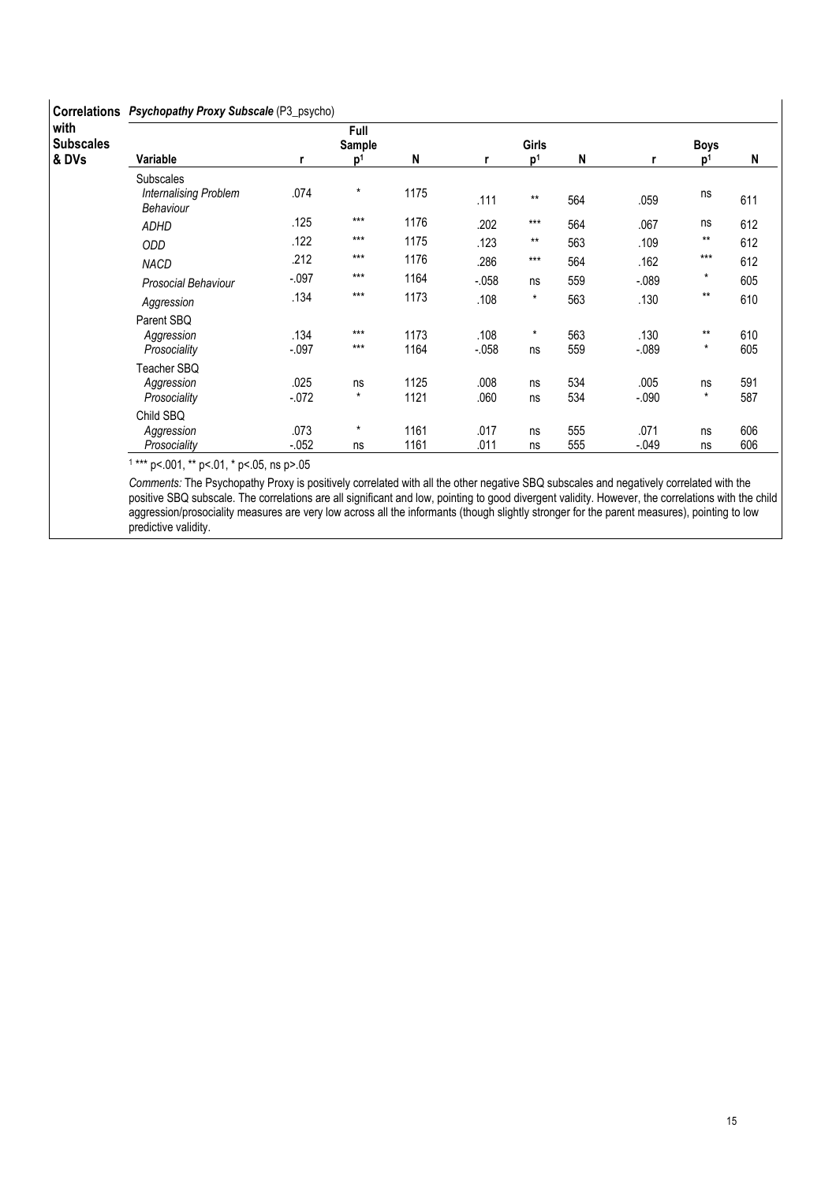**Correlations with Subscales & DVs** — ***Psychopathy Proxy Subscale*** (P3_psycho)

| Variable | Full Sample r | Full Sample p[1] | Full Sample N | Girls r | Girls p[1] | Girls N | Boys r | Boys p[1] | Boys N |
|---|---|---|---|---|---|---|---|---|---|
| Subscales | | | | | | | | | |
| *Internalising Problem Behaviour* | .074 | * | 1175 | .111 | ** | 564 | .059 | ns | 611 |
| *ADHD* | .125 | *** | 1176 | .202 | *** | 564 | .067 | ns | 612 |
| *ODD* | .122 | *** | 1175 | .123 | ** | 563 | .109 | ** | 612 |
| *NACD* | .212 | *** | 1176 | .286 | *** | 564 | .162 | *** | 612 |
| *Prosocial Behaviour* | -.097 | *** | 1164 | -.058 | ns | 559 | -.089 | * | 605 |
| *Aggression* | .134 | *** | 1173 | .108 | * | 563 | .130 | ** | 610 |
| Parent SBQ | | | | | | | | | |
| *Aggression* | .134 | *** | 1173 | .108 | * | 563 | .130 | ** | 610 |
| *Prosociality* | -.097 | *** | 1164 | -.058 | ns | 559 | -.089 | * | 605 |
| Teacher SBQ | | | | | | | | | |
| *Aggression* | .025 | ns | 1125 | .008 | ns | 534 | .005 | ns | 591 |
| *Prosociality* | -.072 | * | 1121 | .060 | ns | 534 | -.090 | * | 587 |
| Child SBQ | | | | | | | | | |
| *Aggression* | .073 | * | 1161 | .017 | ns | 555 | .071 | ns | 606 |
| *Prosociality* | -.052 | ns | 1161 | .011 | ns | 555 | -.049 | ns | 606 |

[1] *** $p<.001$, ** $p<.01$, * $p<.05$, ns $p>.05$

*Comments:* The Psychopathy Proxy is positively correlated with all the other negative SBQ subscales and negatively correlated with the positive SBQ subscale. The correlations are all significant and low, pointing to good divergent validity. However, the correlations with the child aggression/prosociality measures are very low across all the informants (though slightly stronger for the parent measures), pointing to low predictive validity.